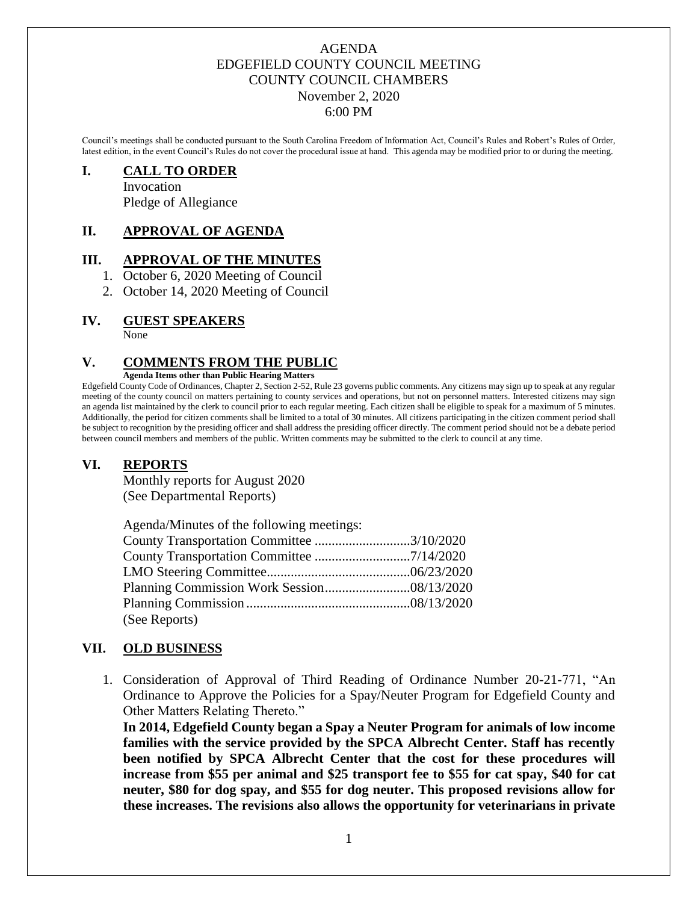# AGENDA
# EDGEFIELD COUNTY COUNCIL MEETING
# COUNTY COUNCIL CHAMBERS
# November 2, 2020
# 6:00 PM

Council's meetings shall be conducted pursuant to the South Carolina Freedom of Information Act, Council's Rules and Robert's Rules of Order, latest edition, in the event Council's Rules do not cover the procedural issue at hand. This agenda may be modified prior to or during the meeting.

## I. CALL TO ORDER

Invocation
Pledge of Allegiance

## II. APPROVAL OF AGENDA

## III. APPROVAL OF THE MINUTES

1. October 6, 2020 Meeting of Council
2. October 14, 2020 Meeting of Council

## IV. GUEST SPEAKERS

None

## V. COMMENTS FROM THE PUBLIC

**Agenda Items other than Public Hearing Matters**

Edgefield County Code of Ordinances, Chapter 2, Section 2-52, Rule 23 governs public comments. Any citizens may sign up to speak at any regular meeting of the county council on matters pertaining to county services and operations, but not on personnel matters. Interested citizens may sign an agenda list maintained by the clerk to council prior to each regular meeting. Each citizen shall be eligible to speak for a maximum of 5 minutes. Additionally, the period for citizen comments shall be limited to a total of 30 minutes. All citizens participating in the citizen comment period shall be subject to recognition by the presiding officer and shall address the presiding officer directly. The comment period should not be a debate period between council members and members of the public. Written comments may be submitted to the clerk to council at any time.

## VI. REPORTS

Monthly reports for August 2020
(See Departmental Reports)

Agenda/Minutes of the following meetings:

County Transportation Committee ............................3/10/2020
County Transportation Committee ............................7/14/2020
LMO Steering Committee..........................................06/23/2020
Planning Commission Work Session.........................08/13/2020
Planning Commission ...............................................08/13/2020
(See Reports)

## VII. OLD BUSINESS

1. Consideration of Approval of Third Reading of Ordinance Number 20-21-771, "An Ordinance to Approve the Policies for a Spay/Neuter Program for Edgefield County and Other Matters Relating Thereto."
**In 2014, Edgefield County began a Spay a Neuter Program for animals of low income families with the service provided by the SPCA Albrecht Center. Staff has recently been notified by SPCA Albrecht Center that the cost for these procedures will increase from $55 per animal and $25 transport fee to $55 for cat spay, $40 for cat neuter, $80 for dog spay, and $55 for dog neuter. This proposed revisions allow for these increases. The revisions also allows the opportunity for veterinarians in private**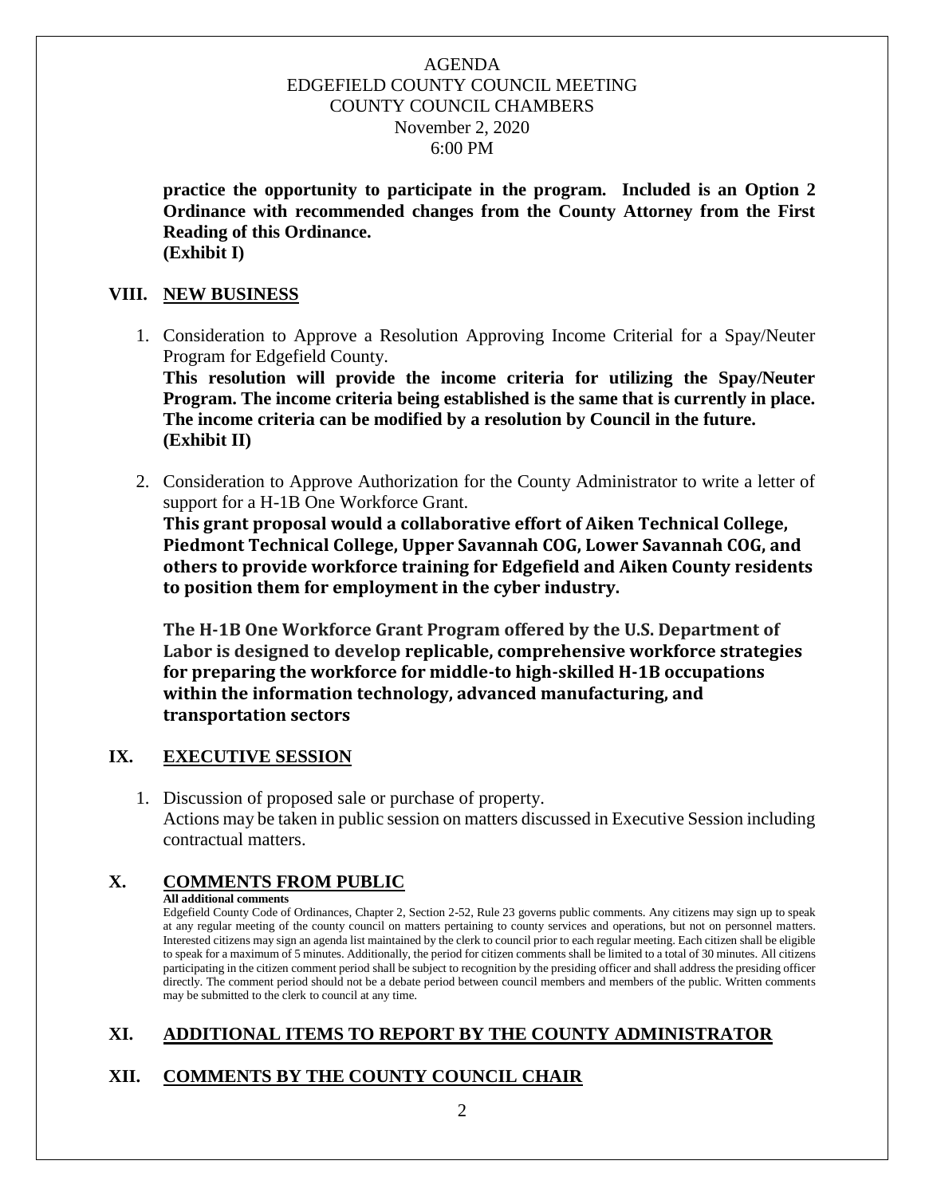**practice the opportunity to participate in the program. Included is an Option 2 Ordinance with recommended changes from the County Attorney from the First Reading of this Ordinance.**
**(Exhibit I)**

## VIII. NEW BUSINESS

1. Consideration to Approve a Resolution Approving Income Criterial for a Spay/Neuter Program for Edgefield County.
   **This resolution will provide the income criteria for utilizing the Spay/Neuter Program. The income criteria being established is the same that is currently in place. The income criteria can be modified by a resolution by Council in the future.**
   **(Exhibit II)**

2. Consideration to Approve Authorization for the County Administrator to write a letter of support for a H-1B One Workforce Grant.
   **This grant proposal would a collaborative effort of Aiken Technical College, Piedmont Technical College, Upper Savannah COG, Lower Savannah COG, and others to provide workforce training for Edgefield and Aiken County residents to position them for employment in the cyber industry.**

   **The H-1B One Workforce Grant Program offered by the U.S. Department of Labor is designed to develop replicable, comprehensive workforce strategies for preparing the workforce for middle-to high-skilled H-1B occupations within the information technology, advanced manufacturing, and transportation sectors**

## IX. EXECUTIVE SESSION

1. Discussion of proposed sale or purchase of property.
   Actions may be taken in public session on matters discussed in Executive Session including contractual matters.

## X. COMMENTS FROM PUBLIC

**All additional comments**

Edgefield County Code of Ordinances, Chapter 2, Section 2-52, Rule 23 governs public comments. Any citizens may sign up to speak at any regular meeting of the county council on matters pertaining to county services and operations, but not on personnel matters. Interested citizens may sign an agenda list maintained by the clerk to council prior to each regular meeting. Each citizen shall be eligible to speak for a maximum of 5 minutes. Additionally, the period for citizen comments shall be limited to a total of 30 minutes. All citizens participating in the citizen comment period shall be subject to recognition by the presiding officer and shall address the presiding officer directly. The comment period should not be a debate period between council members and members of the public. Written comments may be submitted to the clerk to council at any time.

## XI. ADDITIONAL ITEMS TO REPORT BY THE COUNTY ADMINISTRATOR

## XII. COMMENTS BY THE COUNTY COUNCIL CHAIR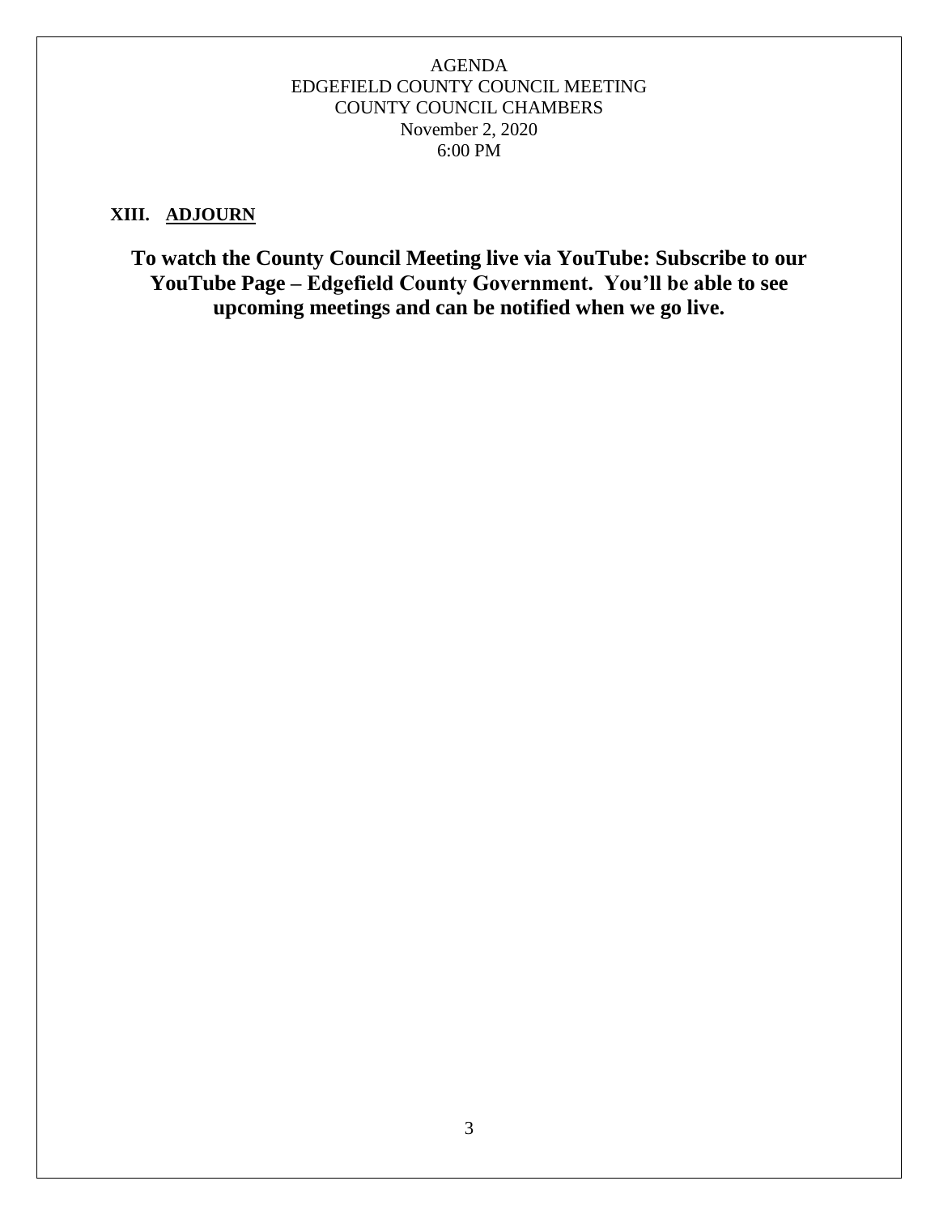AGENDA
EDGEFIELD COUNTY COUNCIL MEETING
COUNTY COUNCIL CHAMBERS
November 2, 2020
6:00 PM

**XIII. ADJOURN**

**To watch the County Council Meeting live via YouTube: Subscribe to our YouTube Page – Edgefield County Government. You'll be able to see upcoming meetings and can be notified when we go live.**